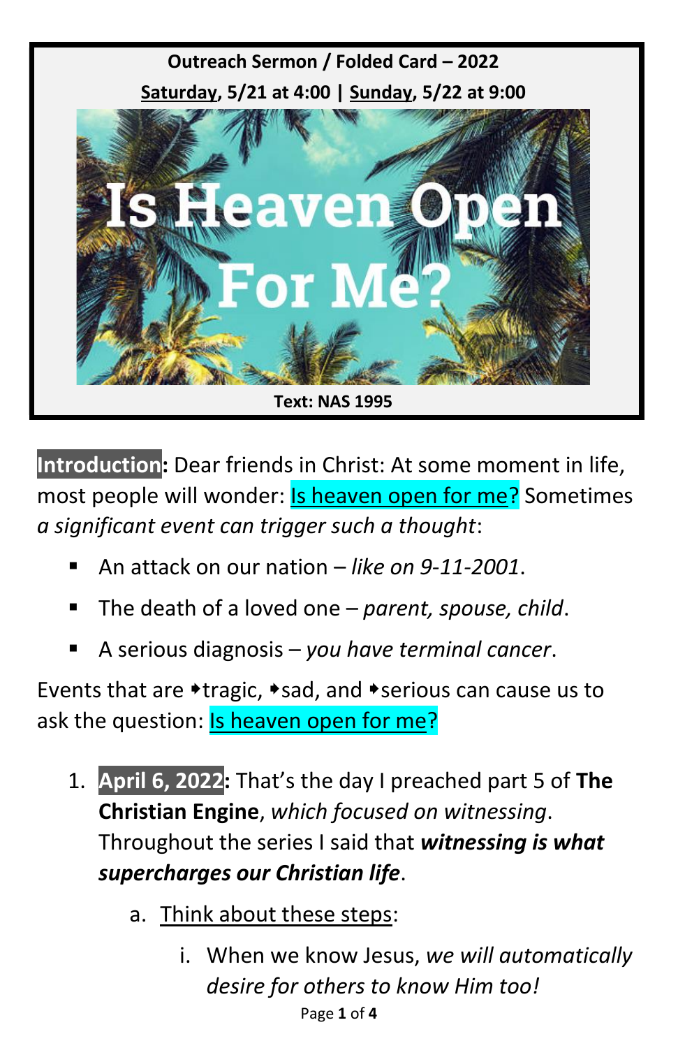**Outreach Sermon / Folded Card – 2022**

**Saturday, 5/21 at 4:00 | Sunday, 5/22 at 9:00**

# Is Heaven Open For Me?

**Text: NAS 1995**

**Introduction:** Dear friends in Christ: At some moment in life, most people will wonder: Is heaven open for me? Sometimes *a significant event can trigger such a thought*:

- An attack on our nation – *like on 9-11-2001*.
- The death of a loved one – *parent, spouse, child*.
- A serious diagnosis – *you have terminal cancer*.

Events that are ➧tragic, ➧sad, and ➧serious can cause us to ask the question: Is heaven open for me?

1. **April 6, 2022:** That's the day I preached part 5 of **The Christian Engine**, *which focused on witnessing*. Throughout the series I said that ***witnessing is what supercharges our Christian life***.
   a. Think about these steps:
      i. When we know Jesus, *we will automatically desire for others to know Him too!*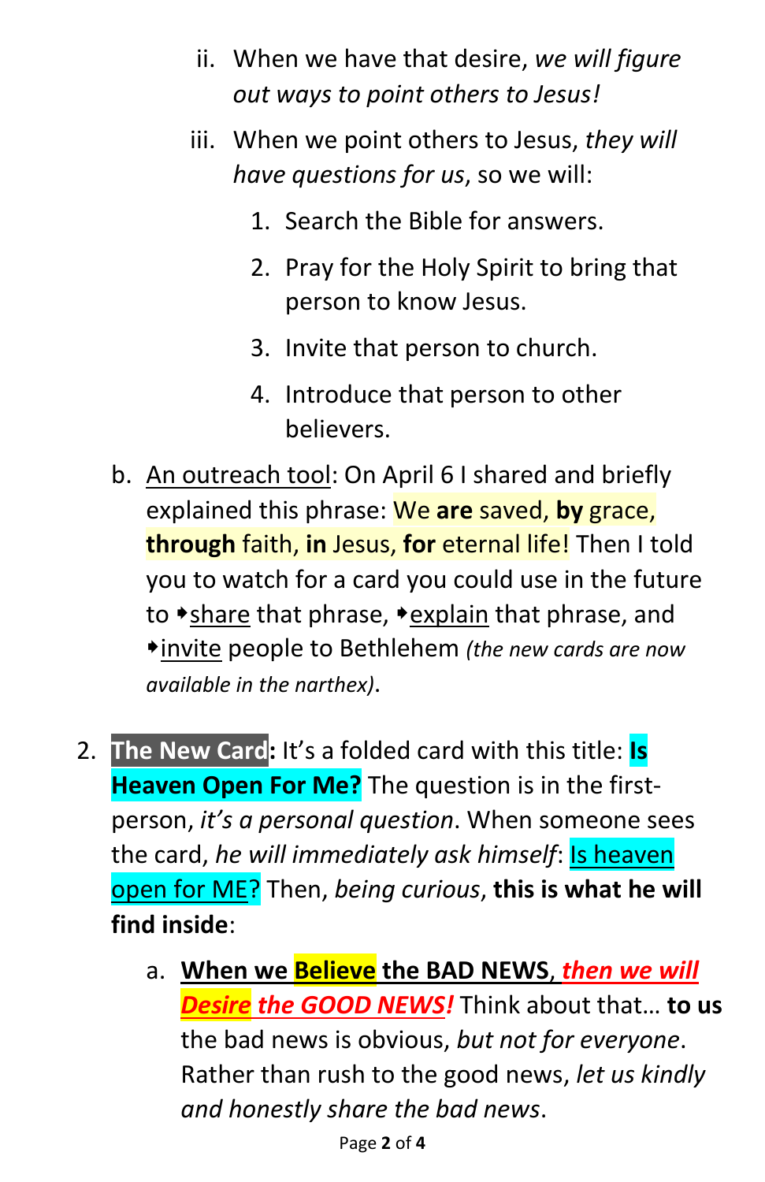ii. When we have that desire, *we will figure out ways to point others to Jesus!*

   iii. When we point others to Jesus, *they will have questions for us*, so we will:

      1. Search the Bible for answers.
      2. Pray for the Holy Spirit to bring that person to know Jesus.
      3. Invite that person to church.
      4. Introduce that person to other believers.

b. An outreach tool: On April 6 I shared and briefly explained this phrase: We **are** saved, **by** grace, **through** faith, **in** Jesus, **for** eternal life! Then I told you to watch for a card you could use in the future to ➧share that phrase, ➧explain that phrase, and ➧invite people to Bethlehem *(the new cards are now available in the narthex)*.

2. **The New Card:** It's a folded card with this title: **Is Heaven Open For Me?** The question is in the first-person, *it's a personal question*. When someone sees the card, *he will immediately ask himself*: Is heaven open for ME? Then, *being curious*, **this is what he will find inside**:

   a. **When we Believe the BAD NEWS**, ***then we will Desire the GOOD NEWS!*** Think about that… **to us** the bad news is obvious, *but not for everyone*. Rather than rush to the good news, *let us kindly and honestly share the bad news*.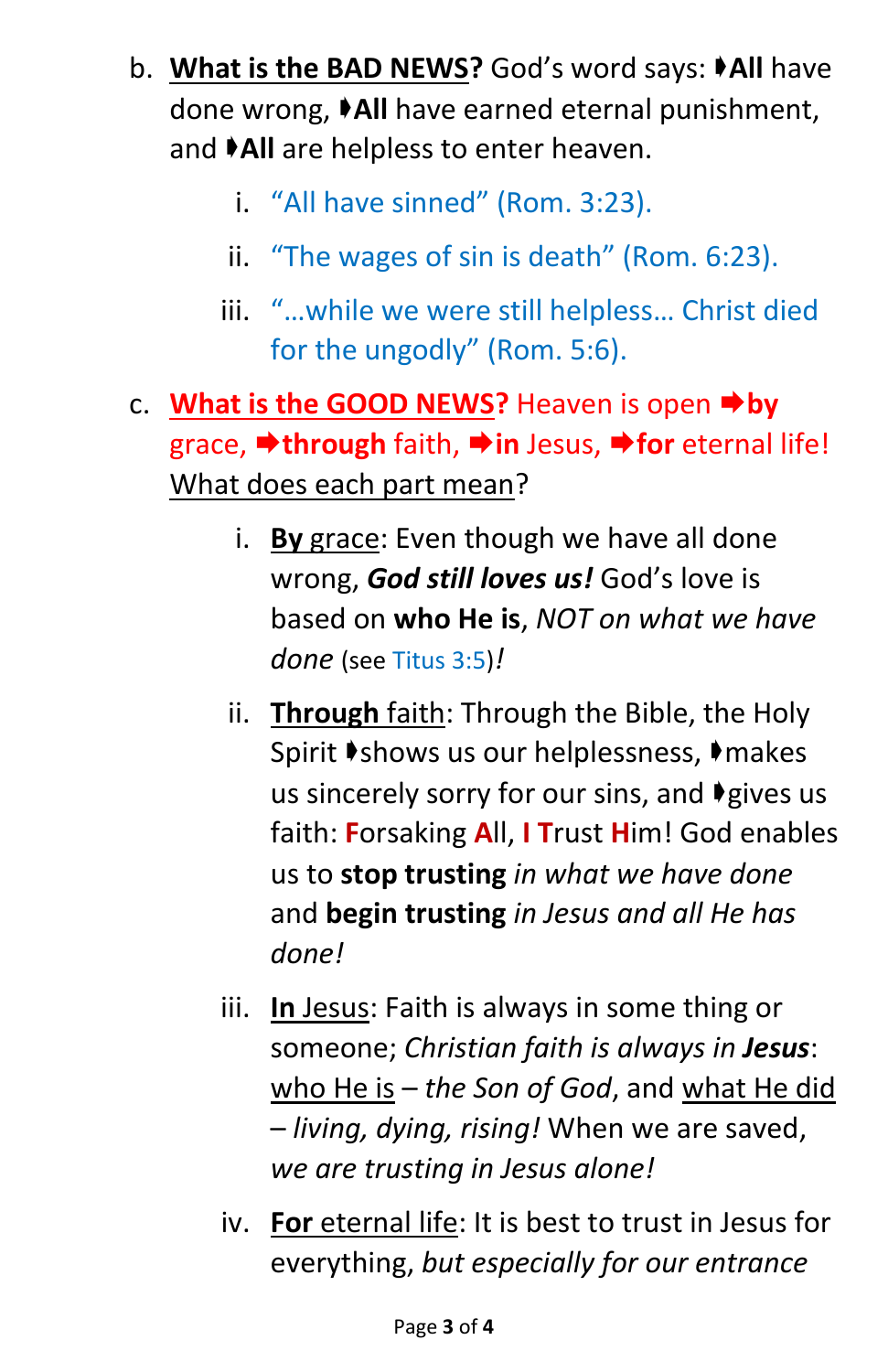b. **What is the BAD NEWS?** God's word says: ➧**All** have done wrong, ➧**All** have earned eternal punishment, and ➧**All** are helpless to enter heaven.

   i. "All have sinned" (Rom. 3:23).

   ii. "The wages of sin is death" (Rom. 6:23).

   iii. "…while we were still helpless… Christ died for the ungodly" (Rom. 5:6).

c. **What is the GOOD NEWS?** Heaven is open ➡**by** grace, ➡**through** faith, ➡**in** Jesus, ➡**for** eternal life! What does each part mean?

   i. **By** grace: Even though we have all done wrong, ***God still loves us!*** God's love is based on **who He is**, *NOT on what we have done* (see Titus 3:5)*!*

   ii. **Through** faith: Through the Bible, the Holy Spirit ➧shows us our helplessness, ➧makes us sincerely sorry for our sins, and ➧gives us faith: **F**orsaking **A**ll, **I T**rust **H**im! God enables us to **stop trusting** *in what we have done* and **begin trusting** *in Jesus and all He has done!*

   iii. **In** Jesus: Faith is always in some thing or someone; *Christian faith is always in **Jesus***: who He is – *the Son of God*, and what He did – *living, dying, rising!* When we are saved, *we are trusting in Jesus alone!*

   iv. **For** eternal life: It is best to trust in Jesus for everything, *but especially for our entrance*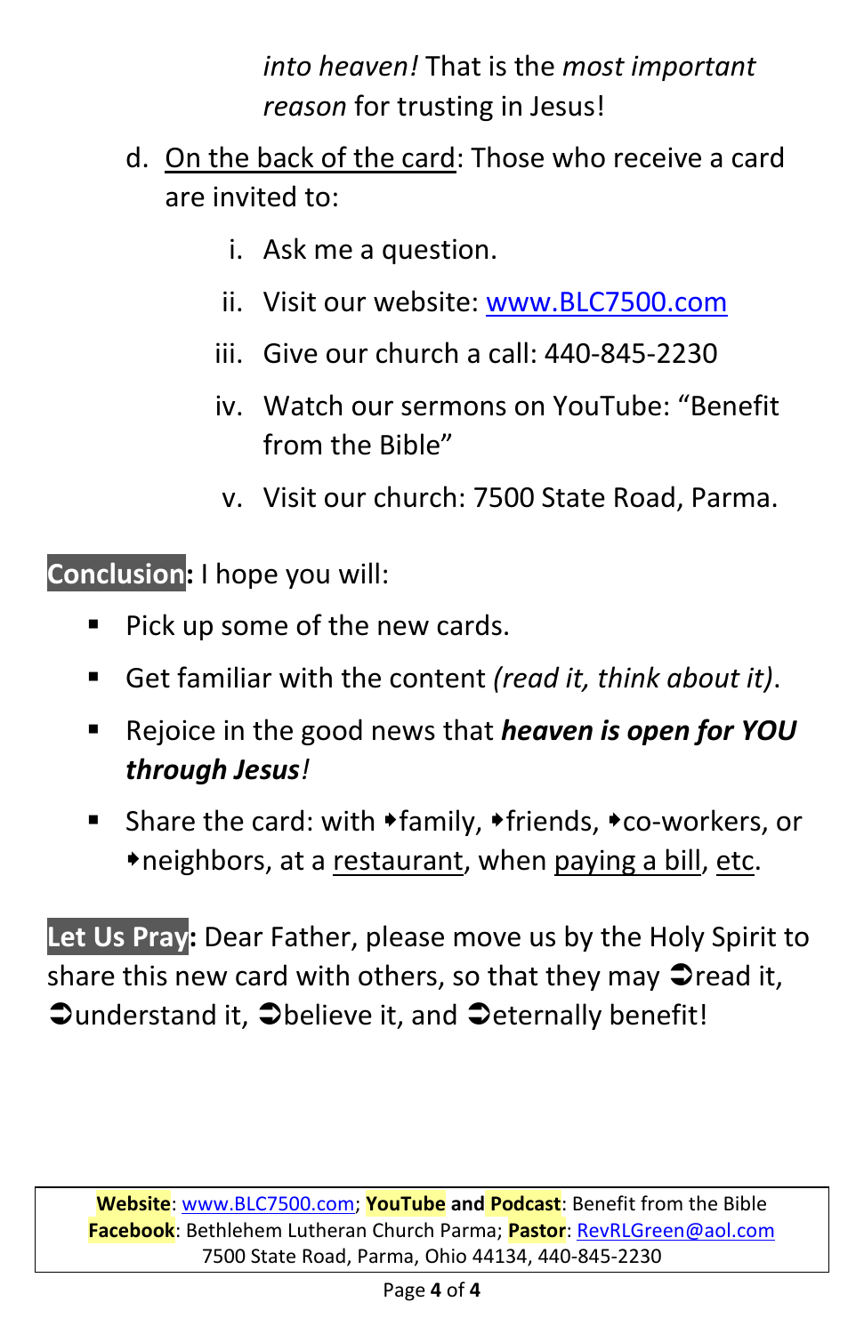*into heaven!* That is the *most important reason* for trusting in Jesus!

d. On the back of the card: Those who receive a card are invited to:

   i. Ask me a question.

   ii. Visit our website: www.BLC7500.com

   iii. Give our church a call: 440-845-2230

   iv. Watch our sermons on YouTube: "Benefit from the Bible"

   v. Visit our church: 7500 State Road, Parma.

**Conclusion:** I hope you will:

- Pick up some of the new cards.
- Get familiar with the content *(read it, think about it)*.
- Rejoice in the good news that ***heaven is open for YOU through Jesus****!*
- Share the card: with ➧family, ➧friends, ➧co-workers, or ➧neighbors, at a restaurant, when paying a bill, etc.

**Let Us Pray:** Dear Father, please move us by the Holy Spirit to share this new card with others, so that they may ➲read it, ➲understand it, ➲believe it, and ➲eternally benefit!

**Website**: www.BLC7500.com; **YouTube and Podcast**: Benefit from the Bible
**Facebook**: Bethlehem Lutheran Church Parma; **Pastor**: RevRLGreen@aol.com
7500 State Road, Parma, Ohio 44134, 440-845-2230